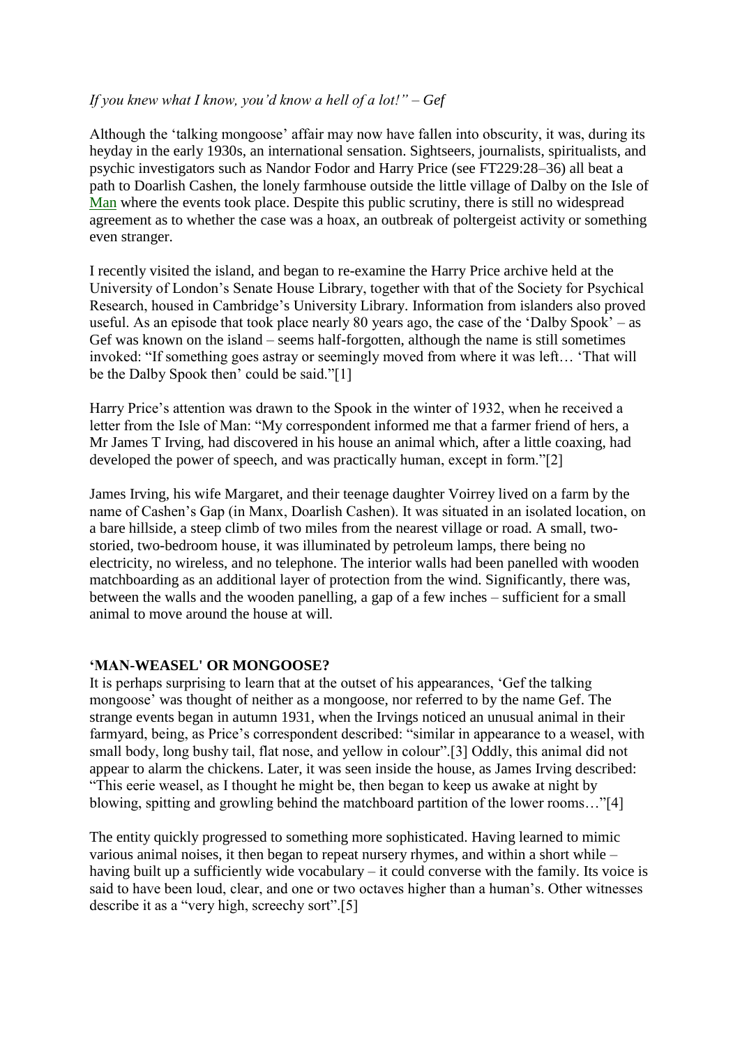*If you knew what I know, you'd know a hell of a lot!" – Gef*

Although the 'talking mongoose' affair may now have fallen into obscurity, it was, during its heyday in the early 1930s, an international sensation. Sightseers, journalists, spiritualists, and psychic investigators such as Nandor Fodor and Harry Price (see FT229:28–36) all beat a path to Doarlish Cashen, the lonely farmhouse outside the little village of Dalby on the Isle of Man where the events took place. Despite this public scrutiny, there is still no widespread agreement as to whether the case was a hoax, an outbreak of poltergeist activity or something even stranger.

I recently visited the island, and began to re-examine the Harry Price archive held at the University of London's Senate House Library, together with that of the Society for Psychical Research, housed in Cambridge's University Library. Information from islanders also proved useful. As an episode that took place nearly 80 years ago, the case of the 'Dalby Spook' – as Gef was known on the island – seems half-forgotten, although the name is still sometimes invoked: "If something goes astray or seemingly moved from where it was left… 'That will be the Dalby Spook then' could be said."[1]

Harry Price's attention was drawn to the Spook in the winter of 1932, when he received a letter from the Isle of Man: "My correspondent informed me that a farmer friend of hers, a Mr James T Irving, had discovered in his house an animal which, after a little coaxing, had developed the power of speech, and was practically human, except in form."[2]

James Irving, his wife Margaret, and their teenage daughter Voirrey lived on a farm by the name of Cashen's Gap (in Manx, Doarlish Cashen). It was situated in an isolated location, on a bare hillside, a steep climb of two miles from the nearest village or road. A small, two-storied, two-bedroom house, it was illuminated by petroleum lamps, there being no electricity, no wireless, and no telephone. The interior walls had been panelled with wooden matchboarding as an additional layer of protection from the wind. Significantly, there was, between the walls and the wooden panelling, a gap of a few inches – sufficient for a small animal to move around the house at will.

## 'MAN-WEASEL' OR MONGOOSE?

It is perhaps surprising to learn that at the outset of his appearances, 'Gef the talking mongoose' was thought of neither as a mongoose, nor referred to by the name Gef. The strange events began in autumn 1931, when the Irvings noticed an unusual animal in their farmyard, being, as Price's correspondent described: "similar in appearance to a weasel, with small body, long bushy tail, flat nose, and yellow in colour".[3] Oddly, this animal did not appear to alarm the chickens. Later, it was seen inside the house, as James Irving described: "This eerie weasel, as I thought he might be, then began to keep us awake at night by blowing, spitting and growling behind the matchboard partition of the lower rooms…"[4]

The entity quickly progressed to something more sophisticated. Having learned to mimic various animal noises, it then began to repeat nursery rhymes, and within a short while – having built up a sufficiently wide vocabulary – it could converse with the family. Its voice is said to have been loud, clear, and one or two octaves higher than a human's. Other witnesses describe it as a "very high, screechy sort".[5]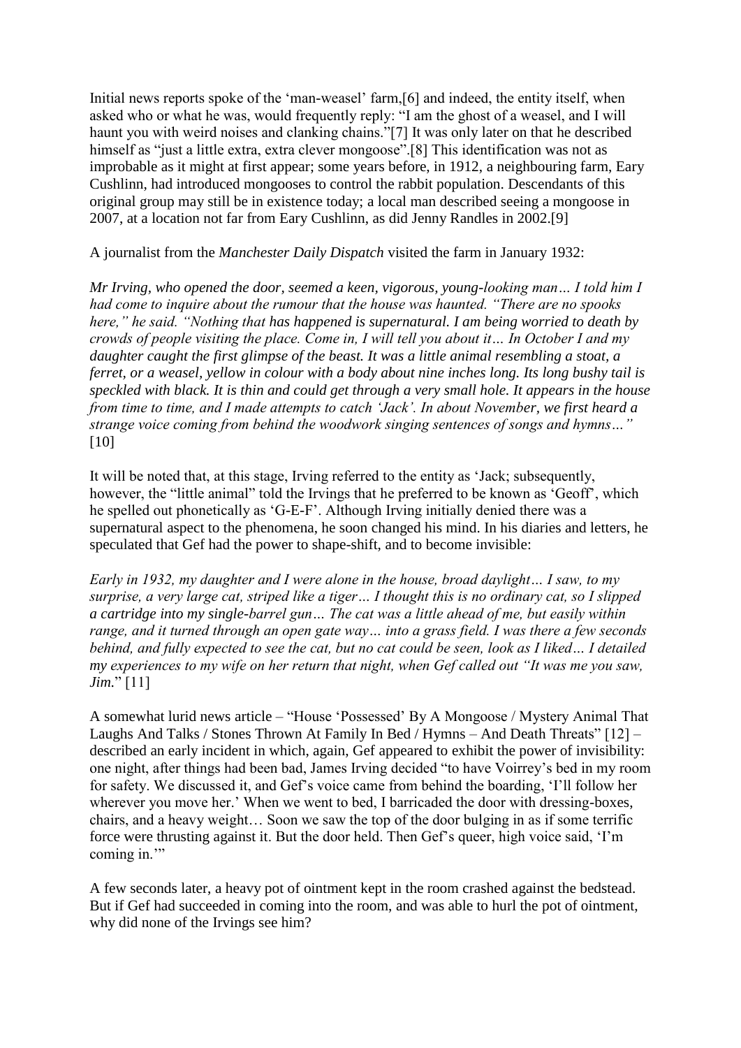Initial news reports spoke of the 'man-weasel' farm,[6] and indeed, the entity itself, when asked who or what he was, would frequently reply: "I am the ghost of a weasel, and I will haunt you with weird noises and clanking chains."[7] It was only later on that he described himself as "just a little extra, extra clever mongoose".[8] This identification was not as improbable as it might at first appear; some years before, in 1912, a neighbouring farm, Eary Cushlinn, had introduced mongooses to control the rabbit population. Descendants of this original group may still be in existence today; a local man described seeing a mongoose in 2007, at a location not far from Eary Cushlinn, as did Jenny Randles in 2002.[9]

A journalist from the *Manchester Daily Dispatch* visited the farm in January 1932:

*Mr Irving, who opened the door, seemed a keen, vigorous, young-looking man… I told him I had come to inquire about the rumour that the house was haunted. "There are no spooks here," he said. "Nothing that has happened is supernatural. I am being worried to death by crowds of people visiting the place. Come in, I will tell you about it… In October I and my daughter caught the first glimpse of the beast. It was a little animal resembling a stoat, a ferret, or a weasel, yellow in colour with a body about nine inches long. Its long bushy tail is speckled with black. It is thin and could get through a very small hole. It appears in the house from time to time, and I made attempts to catch 'Jack'. In about November, we first heard a strange voice coming from behind the woodwork singing sentences of songs and hymns…"* [10]

It will be noted that, at this stage, Irving referred to the entity as 'Jack; subsequently, however, the "little animal" told the Irvings that he preferred to be known as 'Geoff', which he spelled out phonetically as 'G-E-F'. Although Irving initially denied there was a supernatural aspect to the phenomena, he soon changed his mind. In his diaries and letters, he speculated that Gef had the power to shape-shift, and to become invisible:

*Early in 1932, my daughter and I were alone in the house, broad daylight… I saw, to my surprise, a very large cat, striped like a tiger… I thought this is no ordinary cat, so I slipped a cartridge into my single-barrel gun… The cat was a little ahead of me, but easily within range, and it turned through an open gate way… into a grass field. I was there a few seconds behind, and fully expected to see the cat, but no cat could be seen, look as I liked… I detailed my experiences to my wife on her return that night, when Gef called out "It was me you saw, Jim.*" [11]

A somewhat lurid news article – "House 'Possessed' By A Mongoose / Mystery Animal That Laughs And Talks / Stones Thrown At Family In Bed / Hymns – And Death Threats" [12] – described an early incident in which, again, Gef appeared to exhibit the power of invisibility: one night, after things had been bad, James Irving decided "to have Voirrey's bed in my room for safety. We discussed it, and Gef's voice came from behind the boarding, 'I'll follow her wherever you move her.' When we went to bed, I barricaded the door with dressing-boxes, chairs, and a heavy weight… Soon we saw the top of the door bulging in as if some terrific force were thrusting against it. But the door held. Then Gef's queer, high voice said, 'I'm coming in.'"

A few seconds later, a heavy pot of ointment kept in the room crashed against the bedstead. But if Gef had succeeded in coming into the room, and was able to hurl the pot of ointment, why did none of the Irvings see him?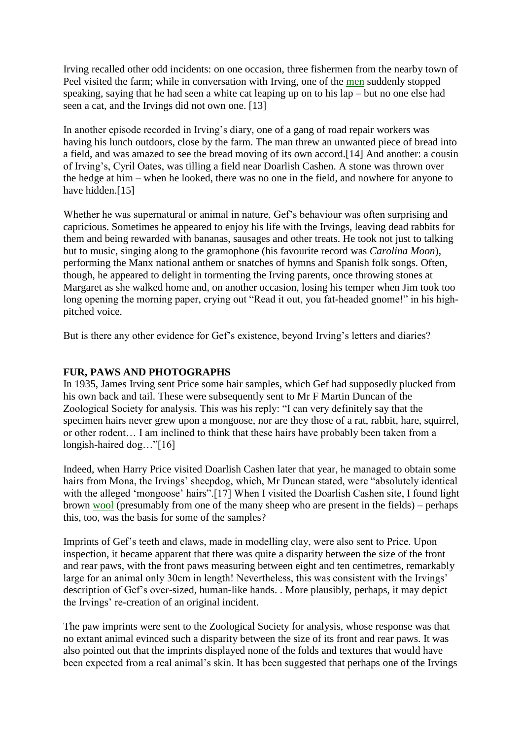Irving recalled other odd incidents: on one occasion, three fishermen from the nearby town of Peel visited the farm; while in conversation with Irving, one of the men suddenly stopped speaking, saying that he had seen a white cat leaping up on to his lap – but no one else had seen a cat, and the Irvings did not own one. [13]

In another episode recorded in Irving's diary, one of a gang of road repair workers was having his lunch outdoors, close by the farm. The man threw an unwanted piece of bread into a field, and was amazed to see the bread moving of its own accord.[14] And another: a cousin of Irving's, Cyril Oates, was tilling a field near Doarlish Cashen. A stone was thrown over the hedge at him – when he looked, there was no one in the field, and nowhere for anyone to have hidden.[15]

Whether he was supernatural or animal in nature, Gef's behaviour was often surprising and capricious. Sometimes he appeared to enjoy his life with the Irvings, leaving dead rabbits for them and being rewarded with bananas, sausages and other treats. He took not just to talking but to music, singing along to the gramophone (his favourite record was *Carolina Moon*), performing the Manx national anthem or snatches of hymns and Spanish folk songs. Often, though, he appeared to delight in tormenting the Irving parents, once throwing stones at Margaret as she walked home and, on another occasion, losing his temper when Jim took too long opening the morning paper, crying out "Read it out, you fat-headed gnome!" in his high-pitched voice.

But is there any other evidence for Gef's existence, beyond Irving's letters and diaries?

## FUR, PAWS AND PHOTOGRAPHS

In 1935, James Irving sent Price some hair samples, which Gef had supposedly plucked from his own back and tail. These were subsequently sent to Mr F Martin Duncan of the Zoological Society for analysis. This was his reply: "I can very definitely say that the specimen hairs never grew upon a mongoose, nor are they those of a rat, rabbit, hare, squirrel, or other rodent… I am inclined to think that these hairs have probably been taken from a longish-haired dog…"[16]

Indeed, when Harry Price visited Doarlish Cashen later that year, he managed to obtain some hairs from Mona, the Irvings' sheepdog, which, Mr Duncan stated, were "absolutely identical with the alleged 'mongoose' hairs".[17] When I visited the Doarlish Cashen site, I found light brown wool (presumably from one of the many sheep who are present in the fields) – perhaps this, too, was the basis for some of the samples?

Imprints of Gef's teeth and claws, made in modelling clay, were also sent to Price. Upon inspection, it became apparent that there was quite a disparity between the size of the front and rear paws, with the front paws measuring between eight and ten centimetres, remarkably large for an animal only 30cm in length! Nevertheless, this was consistent with the Irvings' description of Gef's over-sized, human-like hands. . More plausibly, perhaps, it may depict the Irvings' re-creation of an original incident.

The paw imprints were sent to the Zoological Society for analysis, whose response was that no extant animal evinced such a disparity between the size of its front and rear paws. It was also pointed out that the imprints displayed none of the folds and textures that would have been expected from a real animal's skin. It has been suggested that perhaps one of the Irvings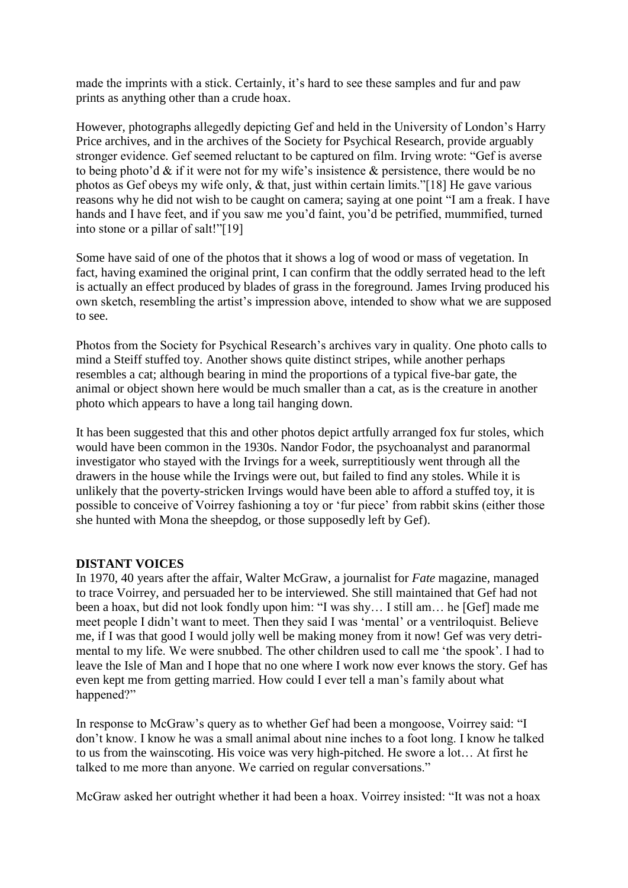made the imprints with a stick. Certainly, it's hard to see these samples and fur and paw prints as anything other than a crude hoax.

However, photographs allegedly depicting Gef and held in the University of London's Harry Price archives, and in the archives of the Society for Psychical Research, provide arguably stronger evidence. Gef seemed reluctant to be captured on film. Irving wrote: "Gef is averse to being photo'd & if it were not for my wife's insistence & persistence, there would be no photos as Gef obeys my wife only, & that, just within certain limits."[18] He gave various reasons why he did not wish to be caught on camera; saying at one point "I am a freak. I have hands and I have feet, and if you saw me you'd faint, you'd be petrified, mummified, turned into stone or a pillar of salt!"[19]

Some have said of one of the photos that it shows a log of wood or mass of vegetation. In fact, having examined the original print, I can confirm that the oddly serrated head to the left is actually an effect produced by blades of grass in the foreground. James Irving produced his own sketch, resembling the artist's impression above, intended to show what we are supposed to see.

Photos from the Society for Psychical Research's archives vary in quality. One photo calls to mind a Steiff stuffed toy. Another shows quite distinct stripes, while another perhaps resembles a cat; although bearing in mind the proportions of a typical five-bar gate, the animal or object shown here would be much smaller than a cat, as is the creature in another photo which appears to have a long tail hanging down.

It has been suggested that this and other photos depict artfully arranged fox fur stoles, which would have been common in the 1930s. Nandor Fodor, the psychoanalyst and paranormal investigator who stayed with the Irvings for a week, surreptitiously went through all the drawers in the house while the Irvings were out, but failed to find any stoles. While it is unlikely that the poverty-stricken Irvings would have been able to afford a stuffed toy, it is possible to conceive of Voirrey fashioning a toy or 'fur piece' from rabbit skins (either those she hunted with Mona the sheepdog, or those supposedly left by Gef).

## DISTANT VOICES

In 1970, 40 years after the affair, Walter McGraw, a journalist for *Fate* magazine, managed to trace Voirrey, and persuaded her to be interviewed. She still maintained that Gef had not been a hoax, but did not look fondly upon him: "I was shy… I still am… he [Gef] made me meet people I didn't want to meet. Then they said I was 'mental' or a ventriloquist. Believe me, if I was that good I would jolly well be making money from it now! Gef was very detrimental to my life. We were snubbed. The other children used to call me 'the spook'. I had to leave the Isle of Man and I hope that no one where I work now ever knows the story. Gef has even kept me from getting married. How could I ever tell a man's family about what happened?"

In response to McGraw's query as to whether Gef had been a mongoose, Voirrey said: "I don't know. I know he was a small animal about nine inches to a foot long. I know he talked to us from the wainscoting. His voice was very high-pitched. He swore a lot… At first he talked to me more than anyone. We carried on regular conversations."

McGraw asked her outright whether it had been a hoax. Voirrey insisted: "It was not a hoax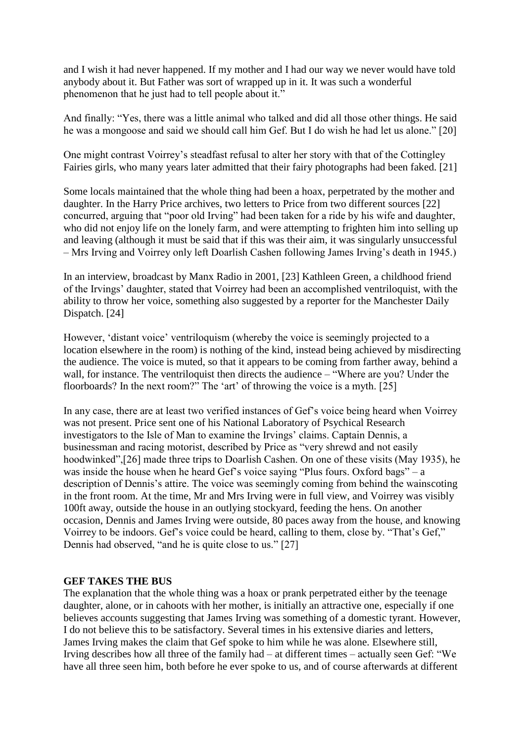and I wish it had never happened. If my mother and I had our way we never would have told anybody about it. But Father was sort of wrapped up in it. It was such a wonderful phenomenon that he just had to tell people about it."

And finally: "Yes, there was a little animal who talked and did all those other things. He said he was a mongoose and said we should call him Gef. But I do wish he had let us alone." [20]

One might contrast Voirrey's steadfast refusal to alter her story with that of the Cottingley Fairies girls, who many years later admitted that their fairy photographs had been faked. [21]

Some locals maintained that the whole thing had been a hoax, perpetrated by the mother and daughter. In the Harry Price archives, two letters to Price from two different sources [22] concurred, arguing that "poor old Irving" had been taken for a ride by his wife and daughter, who did not enjoy life on the lonely farm, and were attempting to frighten him into selling up and leaving (although it must be said that if this was their aim, it was singularly unsuccessful – Mrs Irving and Voirrey only left Doarlish Cashen following James Irving's death in 1945.)

In an interview, broadcast by Manx Radio in 2001, [23] Kathleen Green, a childhood friend of the Irvings' daughter, stated that Voirrey had been an accomplished ventriloquist, with the ability to throw her voice, something also suggested by a reporter for the Manchester Daily Dispatch. [24]

However, 'distant voice' ventriloquism (whereby the voice is seemingly projected to a location elsewhere in the room) is nothing of the kind, instead being achieved by misdirecting the audience. The voice is muted, so that it appears to be coming from farther away, behind a wall, for instance. The ventriloquist then directs the audience – "Where are you? Under the floorboards? In the next room?" The 'art' of throwing the voice is a myth. [25]

In any case, there are at least two verified instances of Gef's voice being heard when Voirrey was not present. Price sent one of his National Laboratory of Psychical Research investigators to the Isle of Man to examine the Irvings' claims. Captain Dennis, a businessman and racing motorist, described by Price as "very shrewd and not easily hoodwinked",[26] made three trips to Doarlish Cashen. On one of these visits (May 1935), he was inside the house when he heard Gef's voice saying "Plus fours. Oxford bags" – a description of Dennis's attire. The voice was seemingly coming from behind the wainscoting in the front room. At the time, Mr and Mrs Irving were in full view, and Voirrey was visibly 100ft away, outside the house in an outlying stockyard, feeding the hens. On another occasion, Dennis and James Irving were outside, 80 paces away from the house, and knowing Voirrey to be indoors. Gef's voice could be heard, calling to them, close by. "That's Gef," Dennis had observed, "and he is quite close to us." [27]

**GEF TAKES THE BUS**

The explanation that the whole thing was a hoax or prank perpetrated either by the teenage daughter, alone, or in cahoots with her mother, is initially an attractive one, especially if one believes accounts suggesting that James Irving was something of a domestic tyrant. However, I do not believe this to be satisfactory. Several times in his extensive diaries and letters, James Irving makes the claim that Gef spoke to him while he was alone. Elsewhere still, Irving describes how all three of the family had – at different times – actually seen Gef: "We have all three seen him, both before he ever spoke to us, and of course afterwards at different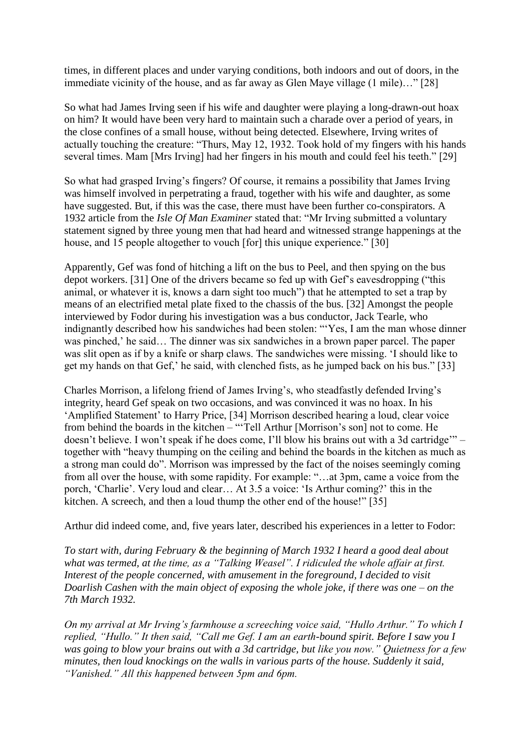times, in different places and under varying conditions, both indoors and out of doors, in the immediate vicinity of the house, and as far away as Glen Maye village (1 mile)…" [28]

So what had James Irving seen if his wife and daughter were playing a long-drawn-out hoax on him? It would have been very hard to maintain such a charade over a period of years, in the close confines of a small house, without being detected. Elsewhere, Irving writes of actually touching the creature: "Thurs, May 12, 1932. Took hold of my fingers with his hands several times. Mam [Mrs Irving] had her fingers in his mouth and could feel his teeth." [29]

So what had grasped Irving's fingers? Of course, it remains a possibility that James Irving was himself involved in perpetrating a fraud, together with his wife and daughter, as some have suggested. But, if this was the case, there must have been further co-conspirators. A 1932 article from the *Isle Of Man Examiner* stated that: "Mr Irving submitted a voluntary statement signed by three young men that had heard and witnessed strange happenings at the house, and 15 people altogether to vouch [for] this unique experience." [30]

Apparently, Gef was fond of hitching a lift on the bus to Peel, and then spying on the bus depot workers. [31] One of the drivers became so fed up with Gef's eavesdropping ("this animal, or whatever it is, knows a darn sight too much") that he attempted to set a trap by means of an electrified metal plate fixed to the chassis of the bus. [32] Amongst the people interviewed by Fodor during his investigation was a bus conductor, Jack Tearle, who indignantly described how his sandwiches had been stolen: "'Yes, I am the man whose dinner was pinched,' he said… The dinner was six sandwiches in a brown paper parcel. The paper was slit open as if by a knife or sharp claws. The sandwiches were missing. 'I should like to get my hands on that Gef,' he said, with clenched fists, as he jumped back on his bus." [33]

Charles Morrison, a lifelong friend of James Irving's, who steadfastly defended Irving's integrity, heard Gef speak on two occasions, and was convinced it was no hoax. In his 'Amplified Statement' to Harry Price, [34] Morrison described hearing a loud, clear voice from behind the boards in the kitchen – "'Tell Arthur [Morrison's son] not to come. He doesn't believe. I won't speak if he does come, I'll blow his brains out with a 3d cartridge'" – together with "heavy thumping on the ceiling and behind the boards in the kitchen as much as a strong man could do". Morrison was impressed by the fact of the noises seemingly coming from all over the house, with some rapidity. For example: "…at 3pm, came a voice from the porch, 'Charlie'. Very loud and clear… At 3.5 a voice: 'Is Arthur coming?' this in the kitchen. A screech, and then a loud thump the other end of the house!" [35]

Arthur did indeed come, and, five years later, described his experiences in a letter to Fodor:

*To start with, during February & the beginning of March 1932 I heard a good deal about what was termed, at the time, as a "Talking Weasel". I ridiculed the whole affair at first. Interest of the people concerned, with amusement in the foreground, I decided to visit Doarlish Cashen with the main object of exposing the whole joke, if there was one – on the 7th March 1932.*

*On my arrival at Mr Irving's farmhouse a screeching voice said, "Hullo Arthur." To which I replied, "Hullo." It then said, "Call me Gef. I am an earth-bound spirit. Before I saw you I was going to blow your brains out with a 3d cartridge, but like you now." Quietness for a few minutes, then loud knockings on the walls in various parts of the house. Suddenly it said, "Vanished." All this happened between 5pm and 6pm.*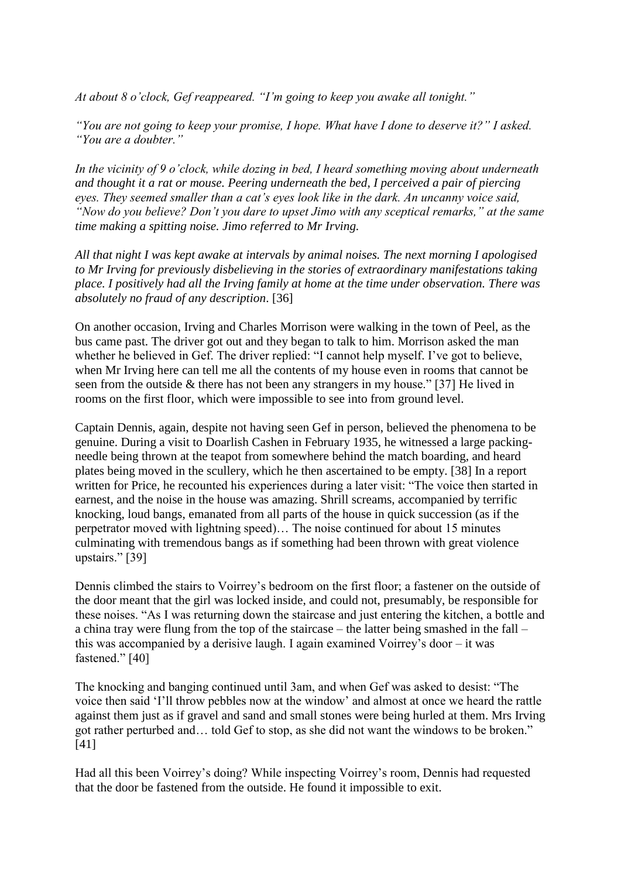*At about 8 o'clock, Gef reappeared. "I'm going to keep you awake all tonight."*

*"You are not going to keep your promise, I hope. What have I done to deserve it?" I asked. "You are a doubter."*

*In the vicinity of 9 o'clock, while dozing in bed, I heard something moving about underneath and thought it a rat or mouse. Peering underneath the bed, I perceived a pair of piercing eyes. They seemed smaller than a cat's eyes look like in the dark. An uncanny voice said, "Now do you believe? Don't you dare to upset Jimo with any sceptical remarks," at the same time making a spitting noise. Jimo referred to Mr Irving.*

*All that night I was kept awake at intervals by animal noises. The next morning I apologised to Mr Irving for previously disbelieving in the stories of extraordinary manifestations taking place. I positively had all the Irving family at home at the time under observation. There was absolutely no fraud of any description*. [36]

On another occasion, Irving and Charles Morrison were walking in the town of Peel, as the bus came past. The driver got out and they began to talk to him. Morrison asked the man whether he believed in Gef. The driver replied: "I cannot help myself. I've got to believe, when Mr Irving here can tell me all the contents of my house even in rooms that cannot be seen from the outside & there has not been any strangers in my house." [37] He lived in rooms on the first floor, which were impossible to see into from ground level.

Captain Dennis, again, despite not having seen Gef in person, believed the phenomena to be genuine. During a visit to Doarlish Cashen in February 1935, he witnessed a large packing-needle being thrown at the teapot from somewhere behind the match boarding, and heard plates being moved in the scullery, which he then ascertained to be empty. [38] In a report written for Price, he recounted his experiences during a later visit: "The voice then started in earnest, and the noise in the house was amazing. Shrill screams, accompanied by terrific knocking, loud bangs, emanated from all parts of the house in quick succession (as if the perpetrator moved with lightning speed)… The noise continued for about 15 minutes culminating with tremendous bangs as if something had been thrown with great violence upstairs." [39]

Dennis climbed the stairs to Voirrey's bedroom on the first floor; a fastener on the outside of the door meant that the girl was locked inside, and could not, presumably, be responsible for these noises. "As I was returning down the staircase and just entering the kitchen, a bottle and a china tray were flung from the top of the staircase – the latter being smashed in the fall – this was accompanied by a derisive laugh. I again examined Voirrey's door – it was fastened." [40]

The knocking and banging continued until 3am, and when Gef was asked to desist: "The voice then said 'I'll throw pebbles now at the window' and almost at once we heard the rattle against them just as if gravel and sand and small stones were being hurled at them. Mrs Irving got rather perturbed and… told Gef to stop, as she did not want the windows to be broken." [41]

Had all this been Voirrey's doing? While inspecting Voirrey's room, Dennis had requested that the door be fastened from the outside. He found it impossible to exit.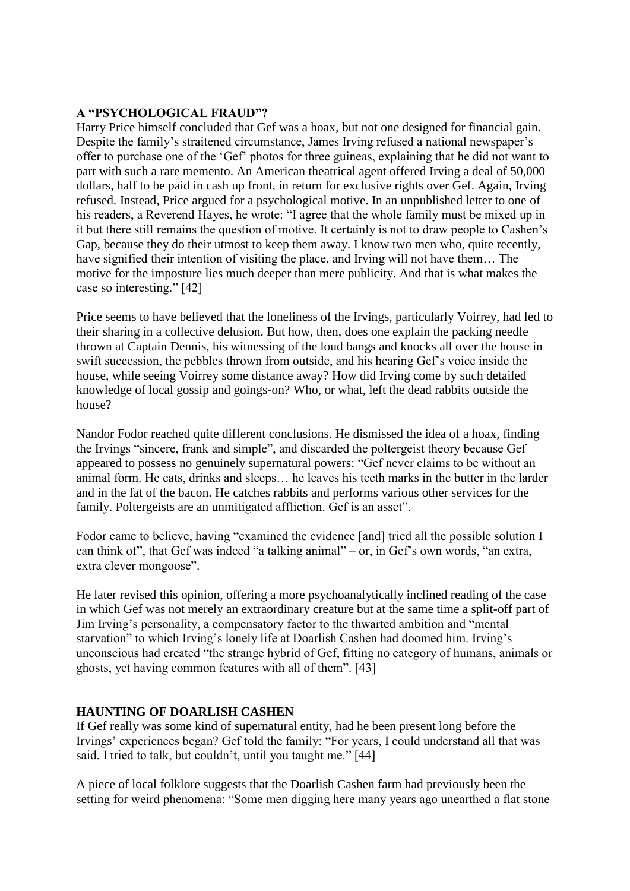## A "PSYCHOLOGICAL FRAUD"?

Harry Price himself concluded that Gef was a hoax, but not one designed for financial gain. Despite the family's straitened circumstance, James Irving refused a national newspaper's offer to purchase one of the 'Gef' photos for three guineas, explaining that he did not want to part with such a rare memento. An American theatrical agent offered Irving a deal of 50,000 dollars, half to be paid in cash up front, in return for exclusive rights over Gef. Again, Irving refused. Instead, Price argued for a psychological motive. In an unpublished letter to one of his readers, a Reverend Hayes, he wrote: "I agree that the whole family must be mixed up in it but there still remains the question of motive. It certainly is not to draw people to Cashen's Gap, because they do their utmost to keep them away. I know two men who, quite recently, have signified their intention of visiting the place, and Irving will not have them… The motive for the imposture lies much deeper than mere publicity. And that is what makes the case so interesting." [42]

Price seems to have believed that the loneliness of the Irvings, particularly Voirrey, had led to their sharing in a collective delusion. But how, then, does one explain the packing needle thrown at Captain Dennis, his witnessing of the loud bangs and knocks all over the house in swift succession, the pebbles thrown from outside, and his hearing Gef's voice inside the house, while seeing Voirrey some distance away? How did Irving come by such detailed knowledge of local gossip and goings-on? Who, or what, left the dead rabbits outside the house?

Nandor Fodor reached quite different conclusions. He dismissed the idea of a hoax, finding the Irvings "sincere, frank and simple", and discarded the poltergeist theory because Gef appeared to possess no genuinely supernatural powers: "Gef never claims to be without an animal form. He eats, drinks and sleeps… he leaves his teeth marks in the butter in the larder and in the fat of the bacon. He catches rabbits and performs various other services for the family. Poltergeists are an unmitigated affliction. Gef is an asset".

Fodor came to believe, having "examined the evidence [and] tried all the possible solution I can think of", that Gef was indeed "a talking animal" – or, in Gef's own words, "an extra, extra clever mongoose".

He later revised this opinion, offering a more psychoanalytically inclined reading of the case in which Gef was not merely an extraordinary creature but at the same time a split-off part of Jim Irving's personality, a compensatory factor to the thwarted ambition and "mental starvation" to which Irving's lonely life at Doarlish Cashen had doomed him. Irving's unconscious had created "the strange hybrid of Gef, fitting no category of humans, animals or ghosts, yet having common features with all of them". [43]

## HAUNTING OF DOARLISH CASHEN

If Gef really was some kind of supernatural entity, had he been present long before the Irvings' experiences began? Gef told the family: "For years, I could understand all that was said. I tried to talk, but couldn't, until you taught me." [44]

A piece of local folklore suggests that the Doarlish Cashen farm had previously been the setting for weird phenomena: "Some men digging here many years ago unearthed a flat stone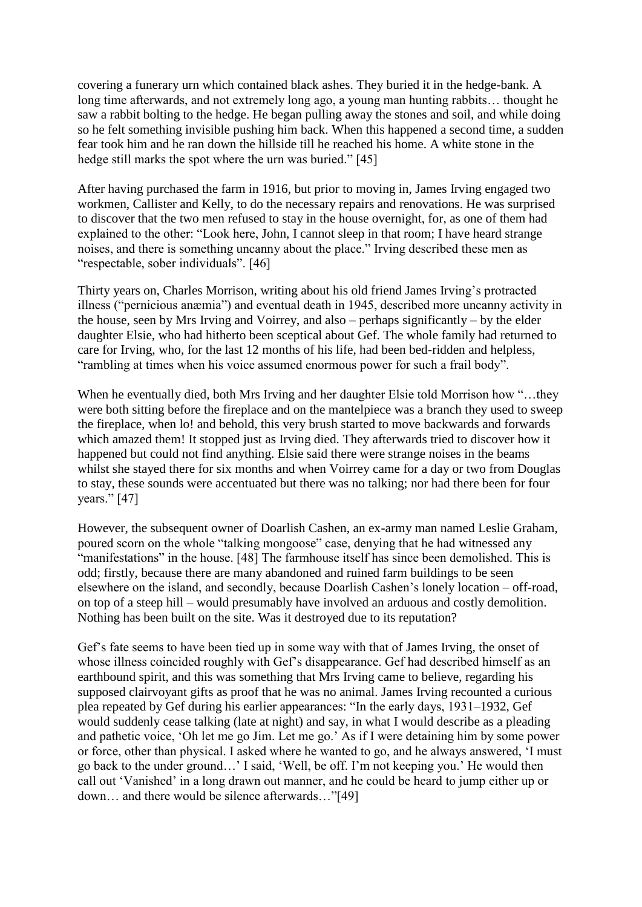covering a funerary urn which contained black ashes. They buried it in the hedge-bank. A long time afterwards, and not extremely long ago, a young man hunting rabbits… thought he saw a rabbit bolting to the hedge. He began pulling away the stones and soil, and while doing so he felt something invisible pushing him back. When this happened a second time, a sudden fear took him and he ran down the hillside till he reached his home. A white stone in the hedge still marks the spot where the urn was buried." [45]

After having purchased the farm in 1916, but prior to moving in, James Irving engaged two workmen, Callister and Kelly, to do the necessary repairs and renovations. He was surprised to discover that the two men refused to stay in the house overnight, for, as one of them had explained to the other: "Look here, John, I cannot sleep in that room; I have heard strange noises, and there is something uncanny about the place." Irving described these men as "respectable, sober individuals". [46]

Thirty years on, Charles Morrison, writing about his old friend James Irving's protracted illness ("pernicious anæmia") and eventual death in 1945, described more uncanny activity in the house, seen by Mrs Irving and Voirrey, and also – perhaps significantly – by the elder daughter Elsie, who had hitherto been sceptical about Gef. The whole family had returned to care for Irving, who, for the last 12 months of his life, had been bed-ridden and helpless, "rambling at times when his voice assumed enormous power for such a frail body".

When he eventually died, both Mrs Irving and her daughter Elsie told Morrison how "…they were both sitting before the fireplace and on the mantelpiece was a branch they used to sweep the fireplace, when lo! and behold, this very brush started to move backwards and forwards which amazed them! It stopped just as Irving died. They afterwards tried to discover how it happened but could not find anything. Elsie said there were strange noises in the beams whilst she stayed there for six months and when Voirrey came for a day or two from Douglas to stay, these sounds were accentuated but there was no talking; nor had there been for four years." [47]

However, the subsequent owner of Doarlish Cashen, an ex-army man named Leslie Graham, poured scorn on the whole "talking mongoose" case, denying that he had witnessed any "manifestations" in the house. [48] The farmhouse itself has since been demolished. This is odd; firstly, because there are many abandoned and ruined farm buildings to be seen elsewhere on the island, and secondly, because Doarlish Cashen's lonely location – off-road, on top of a steep hill – would presumably have involved an arduous and costly demolition. Nothing has been built on the site. Was it destroyed due to its reputation?

Gef's fate seems to have been tied up in some way with that of James Irving, the onset of whose illness coincided roughly with Gef's disappearance. Gef had described himself as an earthbound spirit, and this was something that Mrs Irving came to believe, regarding his supposed clairvoyant gifts as proof that he was no animal. James Irving recounted a curious plea repeated by Gef during his earlier appearances: "In the early days, 1931–1932, Gef would suddenly cease talking (late at night) and say, in what I would describe as a pleading and pathetic voice, 'Oh let me go Jim. Let me go.' As if I were detaining him by some power or force, other than physical. I asked where he wanted to go, and he always answered, 'I must go back to the under ground…' I said, 'Well, be off. I'm not keeping you.' He would then call out 'Vanished' in a long drawn out manner, and he could be heard to jump either up or down… and there would be silence afterwards…"[49]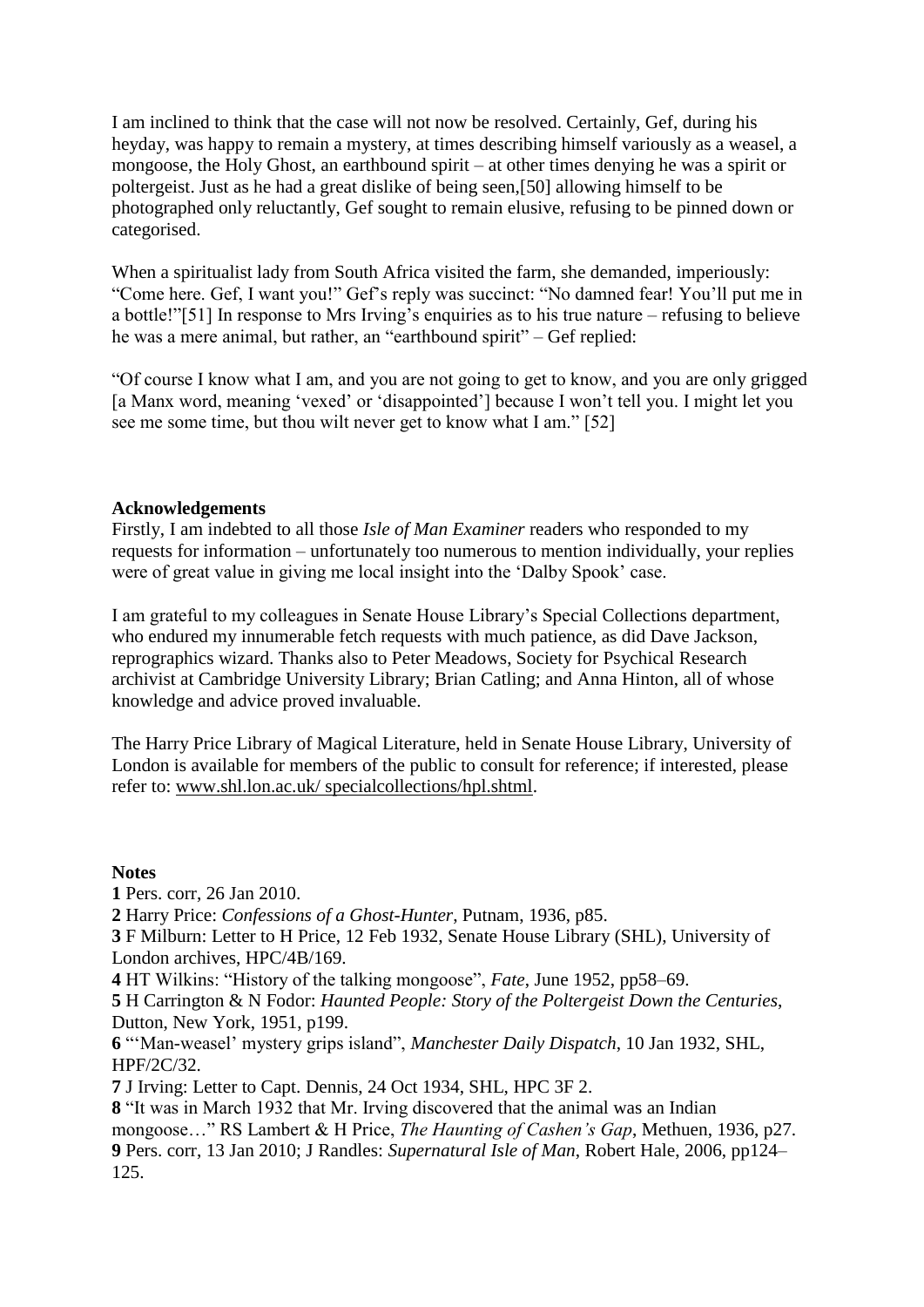I am inclined to think that the case will not now be resolved. Certainly, Gef, during his heyday, was happy to remain a mystery, at times describing himself variously as a weasel, a mongoose, the Holy Ghost, an earthbound spirit – at other times denying he was a spirit or poltergeist. Just as he had a great dislike of being seen,[50] allowing himself to be photographed only reluctantly, Gef sought to remain elusive, refusing to be pinned down or categorised.

When a spiritualist lady from South Africa visited the farm, she demanded, imperiously: "Come here. Gef, I want you!" Gef's reply was succinct: "No damned fear! You'll put me in a bottle!"[51] In response to Mrs Irving's enquiries as to his true nature – refusing to believe he was a mere animal, but rather, an "earthbound spirit" – Gef replied:

"Of course I know what I am, and you are not going to get to know, and you are only grigged [a Manx word, meaning 'vexed' or 'disappointed'] because I won't tell you. I might let you see me some time, but thou wilt never get to know what I am." [52]

**Acknowledgements**

Firstly, I am indebted to all those *Isle of Man Examiner* readers who responded to my requests for information – unfortunately too numerous to mention individually, your replies were of great value in giving me local insight into the 'Dalby Spook' case.

I am grateful to my colleagues in Senate House Library's Special Collections department, who endured my innumerable fetch requests with much patience, as did Dave Jackson, reprographics wizard. Thanks also to Peter Meadows, Society for Psychical Research archivist at Cambridge University Library; Brian Catling; and Anna Hinton, all of whose knowledge and advice proved invaluable.

The Harry Price Library of Magical Literature, held in Senate House Library, University of London is available for members of the public to consult for reference; if interested, please refer to: www.shl.lon.ac.uk/ specialcollections/hpl.shtml.

**Notes**

**1** Pers. corr, 26 Jan 2010.
**2** Harry Price: *Confessions of a Ghost-Hunter*, Putnam, 1936, p85.
**3** F Milburn: Letter to H Price, 12 Feb 1932, Senate House Library (SHL), University of London archives, HPC/4B/169.
**4** HT Wilkins: "History of the talking mongoose", *Fate*, June 1952, pp58–69.
**5** H Carrington & N Fodor: *Haunted People: Story of the Poltergeist Down the Centuries*, Dutton, New York, 1951, p199.
**6** "'Man-weasel' mystery grips island", *Manchester Daily Dispatch*, 10 Jan 1932, SHL, HPF/2C/32.
**7** J Irving: Letter to Capt. Dennis, 24 Oct 1934, SHL, HPC 3F 2.
**8** "It was in March 1932 that Mr. Irving discovered that the animal was an Indian mongoose…" RS Lambert & H Price, *The Haunting of Cashen's Gap*, Methuen, 1936, p27.
**9** Pers. corr, 13 Jan 2010; J Randles: *Supernatural Isle of Man*, Robert Hale, 2006, pp124–125.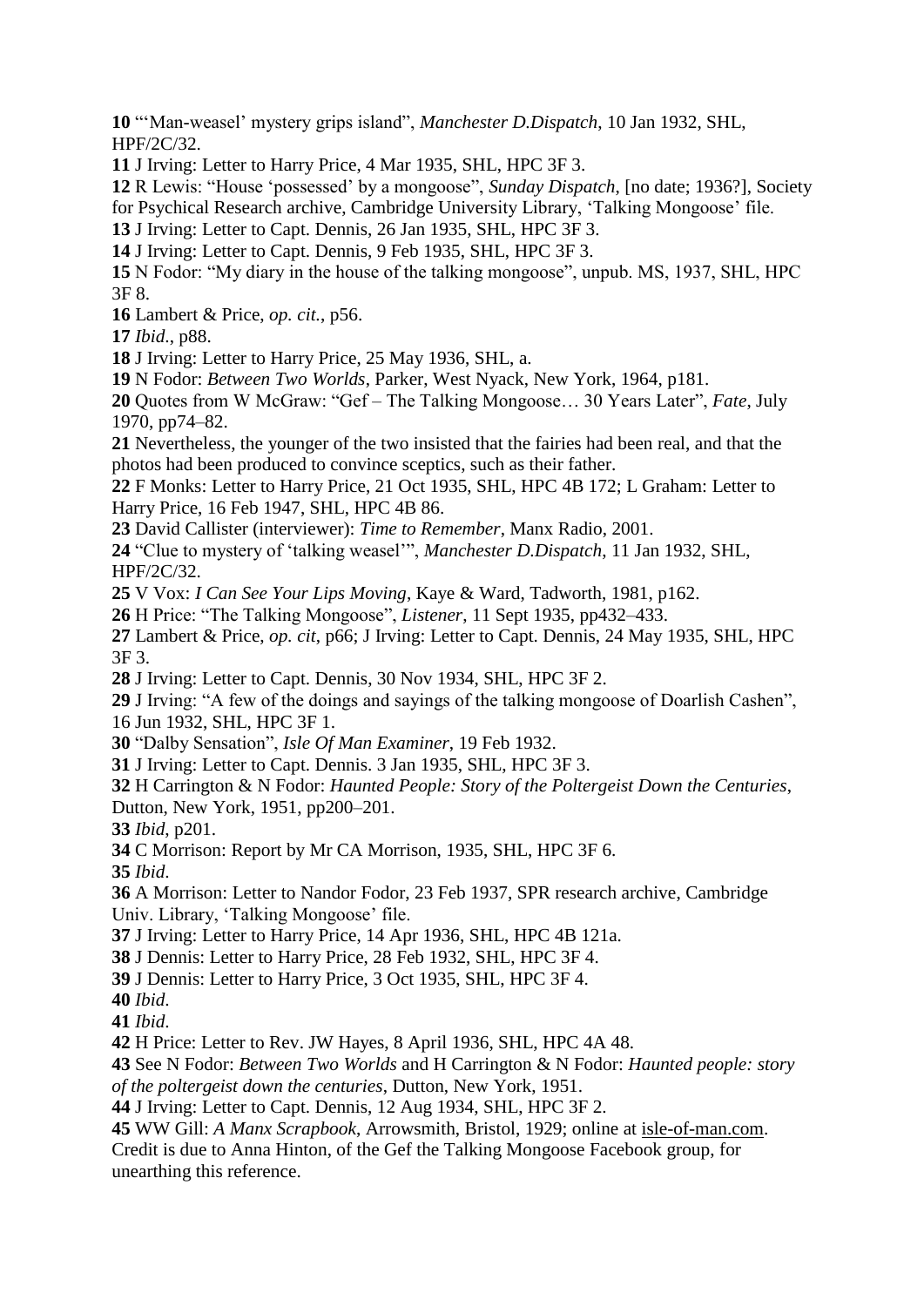**10** "'Man-weasel' mystery grips island", *Manchester D.Dispatch*, 10 Jan 1932, SHL, HPF/2C/32.

**11** J Irving: Letter to Harry Price, 4 Mar 1935, SHL, HPC 3F 3.

**12** R Lewis: "House 'possessed' by a mongoose", *Sunday Dispatch*, [no date; 1936?], Society for Psychical Research archive, Cambridge University Library, 'Talking Mongoose' file.

**13** J Irving: Letter to Capt. Dennis, 26 Jan 1935, SHL, HPC 3F 3.

**14** J Irving: Letter to Capt. Dennis, 9 Feb 1935, SHL, HPC 3F 3.

**15** N Fodor: "My diary in the house of the talking mongoose", unpub. MS, 1937, SHL, HPC 3F 8.

**16** Lambert & Price, *op. cit.*, p56.

**17** *Ibid.*, p88.

**18** J Irving: Letter to Harry Price, 25 May 1936, SHL, a.

**19** N Fodor: *Between Two Worlds*, Parker, West Nyack, New York, 1964, p181.

**20** Quotes from W McGraw: "Gef – The Talking Mongoose… 30 Years Later", *Fate*, July 1970, pp74–82.

**21** Nevertheless, the younger of the two insisted that the fairies had been real, and that the photos had been produced to convince sceptics, such as their father.

**22** F Monks: Letter to Harry Price, 21 Oct 1935, SHL, HPC 4B 172; L Graham: Letter to Harry Price, 16 Feb 1947, SHL, HPC 4B 86.

**23** David Callister (interviewer): *Time to Remember*, Manx Radio, 2001.

**24** "Clue to mystery of 'talking weasel'", *Manchester D.Dispatch*, 11 Jan 1932, SHL, HPF/2C/32.

**25** V Vox: *I Can See Your Lips Moving*, Kaye & Ward, Tadworth, 1981, p162.

**26** H Price: "The Talking Mongoose", *Listener*, 11 Sept 1935, pp432–433.

**27** Lambert & Price, *op. cit*, p66; J Irving: Letter to Capt. Dennis, 24 May 1935, SHL, HPC 3F 3.

**28** J Irving: Letter to Capt. Dennis, 30 Nov 1934, SHL, HPC 3F 2.

**29** J Irving: "A few of the doings and sayings of the talking mongoose of Doarlish Cashen", 16 Jun 1932, SHL, HPC 3F 1.

**30** "Dalby Sensation", *Isle Of Man Examiner*, 19 Feb 1932.

**31** J Irving: Letter to Capt. Dennis. 3 Jan 1935, SHL, HPC 3F 3.

**32** H Carrington & N Fodor: *Haunted People: Story of the Poltergeist Down the Centuries*, Dutton, New York, 1951, pp200–201.

**33** *Ibid*, p201.

**34** C Morrison: Report by Mr CA Morrison, 1935, SHL, HPC 3F 6.

**35** *Ibid*.

**36** A Morrison: Letter to Nandor Fodor, 23 Feb 1937, SPR research archive, Cambridge Univ. Library, 'Talking Mongoose' file.

**37** J Irving: Letter to Harry Price, 14 Apr 1936, SHL, HPC 4B 121a.

**38** J Dennis: Letter to Harry Price, 28 Feb 1932, SHL, HPC 3F 4.

**39** J Dennis: Letter to Harry Price, 3 Oct 1935, SHL, HPC 3F 4.

**40** *Ibid.*

**41** *Ibid.*

**42** H Price: Letter to Rev. JW Hayes, 8 April 1936, SHL, HPC 4A 48.

**43** See N Fodor: *Between Two Worlds* and H Carrington & N Fodor: *Haunted people: story of the poltergeist down the centuries*, Dutton, New York, 1951.

**44** J Irving: Letter to Capt. Dennis, 12 Aug 1934, SHL, HPC 3F 2.

**45** WW Gill: *A Manx Scrapbook*, Arrowsmith, Bristol, 1929; online at isle-of-man.com. Credit is due to Anna Hinton, of the Gef the Talking Mongoose Facebook group, for unearthing this reference.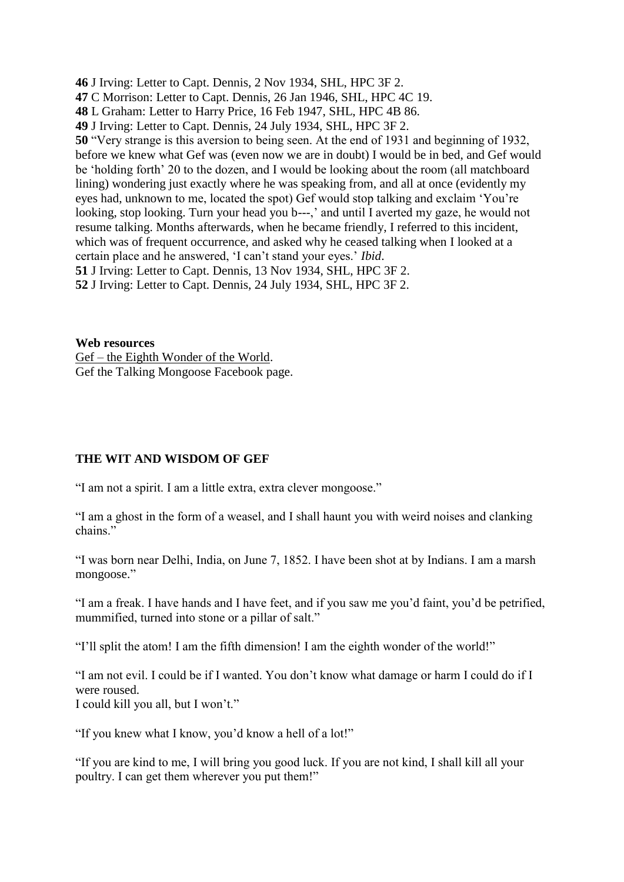**46** J Irving: Letter to Capt. Dennis, 2 Nov 1934, SHL, HPC 3F 2.
**47** C Morrison: Letter to Capt. Dennis, 26 Jan 1946, SHL, HPC 4C 19.
**48** L Graham: Letter to Harry Price, 16 Feb 1947, SHL, HPC 4B 86.
**49** J Irving: Letter to Capt. Dennis, 24 July 1934, SHL, HPC 3F 2.
**50** "Very strange is this aversion to being seen. At the end of 1931 and beginning of 1932, before we knew what Gef was (even now we are in doubt) I would be in bed, and Gef would be 'holding forth' 20 to the dozen, and I would be looking about the room (all matchboard lining) wondering just exactly where he was speaking from, and all at once (evidently my eyes had, unknown to me, located the spot) Gef would stop talking and exclaim 'You're looking, stop looking. Turn your head you b---,' and until I averted my gaze, he would not resume talking. Months afterwards, when he became friendly, I referred to this incident, which was of frequent occurrence, and asked why he ceased talking when I looked at a certain place and he answered, 'I can't stand your eyes.' *Ibid*.
**51** J Irving: Letter to Capt. Dennis, 13 Nov 1934, SHL, HPC 3F 2.
**52** J Irving: Letter to Capt. Dennis, 24 July 1934, SHL, HPC 3F 2.

**Web resources**
Gef – the Eighth Wonder of the World.
Gef the Talking Mongoose Facebook page.

## THE WIT AND WISDOM OF GEF

"I am not a spirit. I am a little extra, extra clever mongoose."

"I am a ghost in the form of a weasel, and I shall haunt you with weird noises and clanking chains."

"I was born near Delhi, India, on June 7, 1852. I have been shot at by Indians. I am a marsh mongoose."

"I am a freak. I have hands and I have feet, and if you saw me you'd faint, you'd be petrified, mummified, turned into stone or a pillar of salt."

"I'll split the atom! I am the fifth dimension! I am the eighth wonder of the world!"

"I am not evil. I could be if I wanted. You don't know what damage or harm I could do if I were roused.
I could kill you all, but I won't."

"If you knew what I know, you'd know a hell of a lot!"

"If you are kind to me, I will bring you good luck. If you are not kind, I shall kill all your poultry. I can get them wherever you put them!"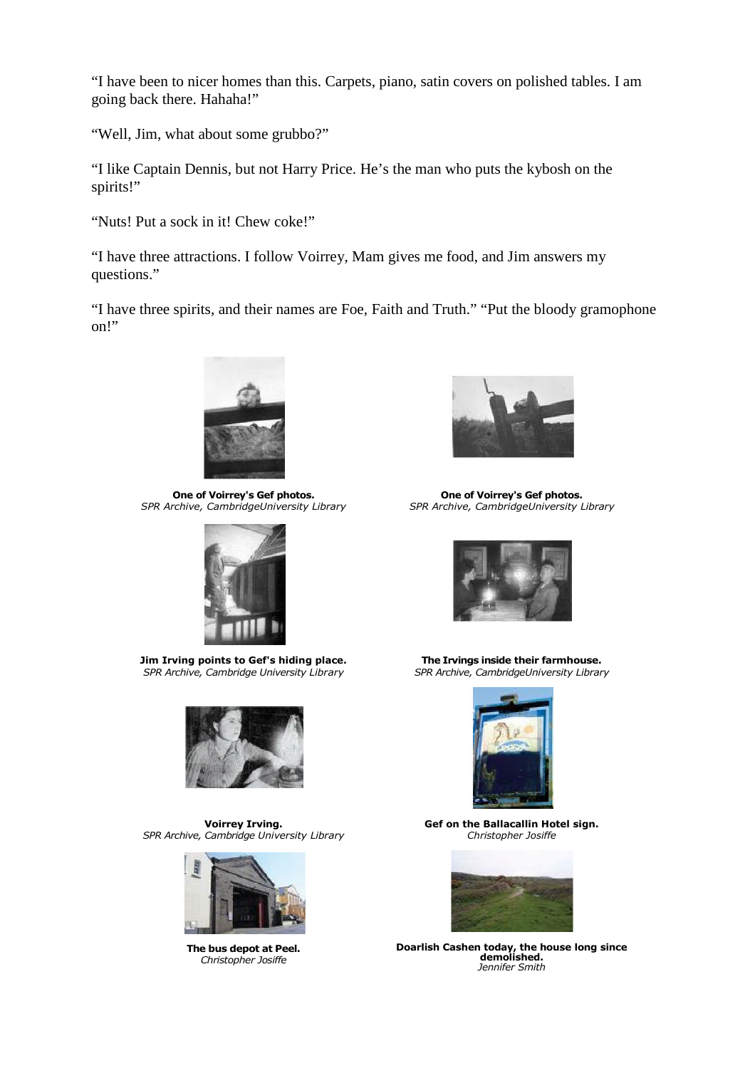"I have been to nicer homes than this. Carpets, piano, satin covers on polished tables. I am going back there. Hahaha!"

"Well, Jim, what about some grubbo?"

"I like Captain Dennis, but not Harry Price. He's the man who puts the kybosh on the spirits!"

"Nuts! Put a sock in it! Chew coke!"

"I have three attractions. I follow Voirrey, Mam gives me food, and Jim answers my questions."

"I have three spirits, and their names are Foe, Faith and Truth." "Put the bloody gramophone on!"

**One of Voirrey's Gef photos.**
*SPR Archive, CambridgeUniversity Library*

**One of Voirrey's Gef photos.**
*SPR Archive, CambridgeUniversity Library*

**Jim Irving points to Gef's hiding place.**
*SPR Archive, Cambridge University Library*

**The Irvings inside their farmhouse.**
*SPR Archive, CambridgeUniversity Library*

**Voirrey Irving.**
*SPR Archive, Cambridge University Library*

**Gef on the Ballacallin Hotel sign.**
*Christopher Josiffe*

**The bus depot at Peel.**
*Christopher Josiffe*

**Doarlish Cashen today, the house long since demolished.**
*Jennifer Smith*